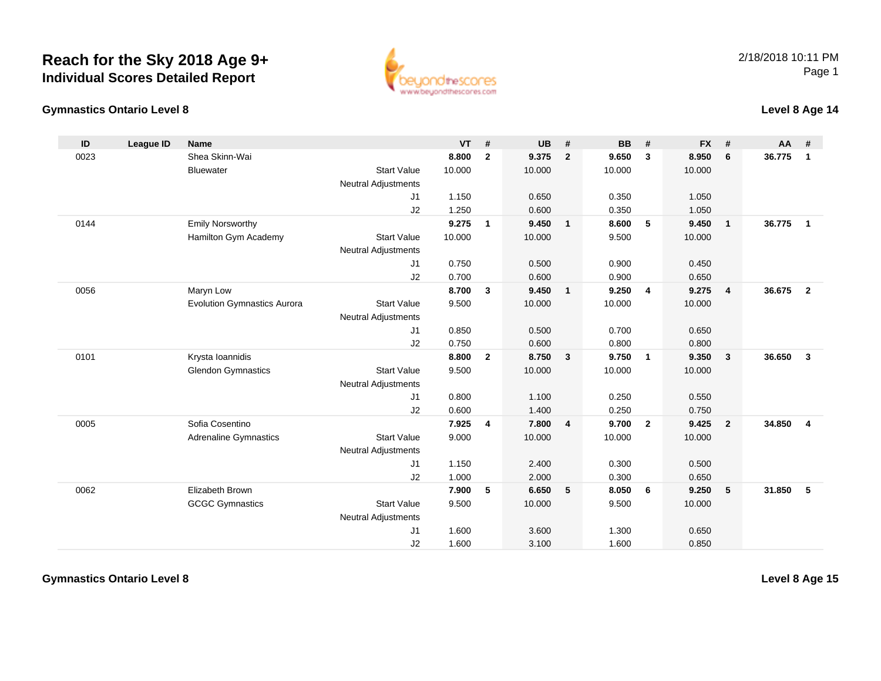# Reach for the Sky 2018 Age 9+

## Individual Scores Detailed Report

2/18/2018 10:11 PM

### Gymnastics Ontario Level 8

### Level 8 Age 14

| ID | League ID | Name | | VT | # | UB | # | BB | # | FX | # | AA | # |
|---|---|---|---|---|---|---|---|---|---|---|---|---|---|
| 0023 | | Shea Skinn-Wai | | **8.800** | **2** | **9.375** | **2** | **9.650** | **3** | **8.950** | **6** | **36.775** | **1** |
| | | Bluewater | Start Value | 10.000 | | 10.000 | | 10.000 | | 10.000 | | | |
| | | | Neutral Adjustments | | | | | | | | | | |
| | | | J1 | 1.150 | | 0.650 | | 0.350 | | 1.050 | | | |
| | | | J2 | 1.250 | | 0.600 | | 0.350 | | 1.050 | | | |
| 0144 | | Emily Norsworthy | | **9.275** | **1** | **9.450** | **1** | **8.600** | **5** | **9.450** | **1** | **36.775** | **1** |
| | | Hamilton Gym Academy | Start Value | 10.000 | | 10.000 | | 9.500 | | 10.000 | | | |
| | | | Neutral Adjustments | | | | | | | | | | |
| | | | J1 | 0.750 | | 0.500 | | 0.900 | | 0.450 | | | |
| | | | J2 | 0.700 | | 0.600 | | 0.900 | | 0.650 | | | |
| 0056 | | Maryn Low | | **8.700** | **3** | **9.450** | **1** | **9.250** | **4** | **9.275** | **4** | **36.675** | **2** |
| | | Evolution Gymnastics Aurora | Start Value | 9.500 | | 10.000 | | 10.000 | | 10.000 | | | |
| | | | Neutral Adjustments | | | | | | | | | | |
| | | | J1 | 0.850 | | 0.500 | | 0.700 | | 0.650 | | | |
| | | | J2 | 0.750 | | 0.600 | | 0.800 | | 0.800 | | | |
| 0101 | | Krysta Ioannidis | | **8.800** | **2** | **8.750** | **3** | **9.750** | **1** | **9.350** | **3** | **36.650** | **3** |
| | | Glendon Gymnastics | Start Value | 9.500 | | 10.000 | | 10.000 | | 10.000 | | | |
| | | | Neutral Adjustments | | | | | | | | | | |
| | | | J1 | 0.800 | | 1.100 | | 0.250 | | 0.550 | | | |
| | | | J2 | 0.600 | | 1.400 | | 0.250 | | 0.750 | | | |
| 0005 | | Sofia Cosentino | | **7.925** | **4** | **7.800** | **4** | **9.700** | **2** | **9.425** | **2** | **34.850** | **4** |
| | | Adrenaline Gymnastics | Start Value | 9.000 | | 10.000 | | 10.000 | | 10.000 | | | |
| | | | Neutral Adjustments | | | | | | | | | | |
| | | | J1 | 1.150 | | 2.400 | | 0.300 | | 0.500 | | | |
| | | | J2 | 1.000 | | 2.000 | | 0.300 | | 0.650 | | | |
| 0062 | | Elizabeth Brown | | **7.900** | **5** | **6.650** | **5** | **8.050** | **6** | **9.250** | **5** | **31.850** | **5** |
| | | GCGC Gymnastics | Start Value | 9.500 | | 10.000 | | 9.500 | | 10.000 | | | |
| | | | Neutral Adjustments | | | | | | | | | | |
| | | | J1 | 1.600 | | 3.600 | | 1.300 | | 0.650 | | | |
| | | | J2 | 1.600 | | 3.100 | | 1.600 | | 0.850 | | | |

### Gymnastics Ontario Level 8

### Level 8 Age 15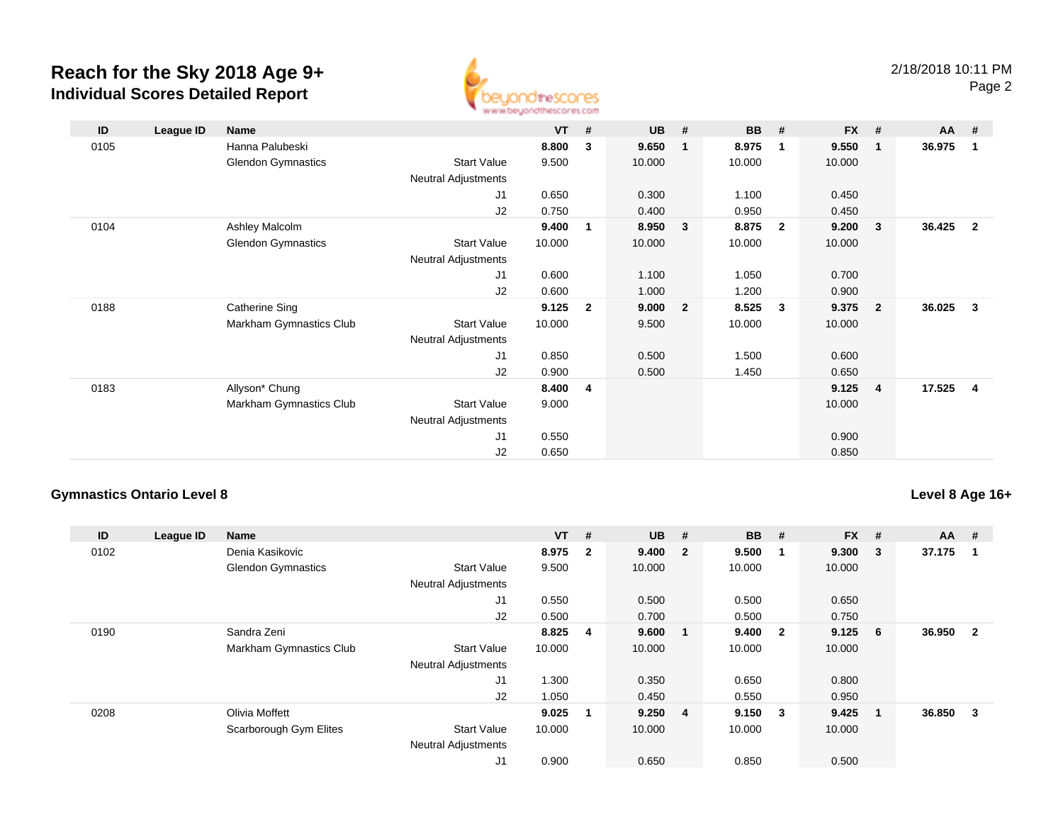# Reach for the Sky 2018 Age 9+

## Individual Scores Detailed Report

2/18/2018 10:11 PM

| ID | League ID | Name | | VT | # | UB | # | BB | # | FX | # | AA | # |
|---|---|---|---|---|---|---|---|---|---|---|---|---|---|
| 0105 | | Hanna Palubeski | | **8.800** | **3** | **9.650** | **1** | **8.975** | **1** | **9.550** | **1** | **36.975** | **1** |
| | | Glendon Gymnastics | Start Value | 9.500 | | 10.000 | | 10.000 | | 10.000 | | | |
| | | | Neutral Adjustments | | | | | | | | | | |
| | | | J1 | 0.650 | | 0.300 | | 1.100 | | 0.450 | | | |
| | | | J2 | 0.750 | | 0.400 | | 0.950 | | 0.450 | | | |
| 0104 | | Ashley Malcolm | | **9.400** | **1** | **8.950** | **3** | **8.875** | **2** | **9.200** | **3** | **36.425** | **2** |
| | | Glendon Gymnastics | Start Value | 10.000 | | 10.000 | | 10.000 | | 10.000 | | | |
| | | | Neutral Adjustments | | | | | | | | | | |
| | | | J1 | 0.600 | | 1.100 | | 1.050 | | 0.700 | | | |
| | | | J2 | 0.600 | | 1.000 | | 1.200 | | 0.900 | | | |
| 0188 | | Catherine Sing | | **9.125** | **2** | **9.000** | **2** | **8.525** | **3** | **9.375** | **2** | **36.025** | **3** |
| | | Markham Gymnastics Club | Start Value | 10.000 | | 9.500 | | 10.000 | | 10.000 | | | |
| | | | Neutral Adjustments | | | | | | | | | | |
| | | | J1 | 0.850 | | 0.500 | | 1.500 | | 0.600 | | | |
| | | | J2 | 0.900 | | 0.500 | | 1.450 | | 0.650 | | | |
| 0183 | | Allyson* Chung | | **8.400** | **4** | | | | | **9.125** | **4** | **17.525** | **4** |
| | | Markham Gymnastics Club | Start Value | 9.000 | | | | | | 10.000 | | | |
| | | | Neutral Adjustments | | | | | | | | | | |
| | | | J1 | 0.550 | | | | | | 0.900 | | | |
| | | | J2 | 0.650 | | | | | | 0.850 | | | |

### Gymnastics Ontario Level 8

**Level 8 Age 16+**

| ID | League ID | Name | | VT | # | UB | # | BB | # | FX | # | AA | # |
|---|---|---|---|---|---|---|---|---|---|---|---|---|---|
| 0102 | | Denia Kasikovic | | **8.975** | **2** | **9.400** | **2** | **9.500** | **1** | **9.300** | **3** | **37.175** | **1** |
| | | Glendon Gymnastics | Start Value | 9.500 | | 10.000 | | 10.000 | | 10.000 | | | |
| | | | Neutral Adjustments | | | | | | | | | | |
| | | | J1 | 0.550 | | 0.500 | | 0.500 | | 0.650 | | | |
| | | | J2 | 0.500 | | 0.700 | | 0.500 | | 0.750 | | | |
| 0190 | | Sandra Zeni | | **8.825** | **4** | **9.600** | **1** | **9.400** | **2** | **9.125** | **6** | **36.950** | **2** |
| | | Markham Gymnastics Club | Start Value | 10.000 | | 10.000 | | 10.000 | | 10.000 | | | |
| | | | Neutral Adjustments | | | | | | | | | | |
| | | | J1 | 1.300 | | 0.350 | | 0.650 | | 0.800 | | | |
| | | | J2 | 1.050 | | 0.450 | | 0.550 | | 0.950 | | | |
| 0208 | | Olivia Moffett | | **9.025** | **1** | **9.250** | **4** | **9.150** | **3** | **9.425** | **1** | **36.850** | **3** |
| | | Scarborough Gym Elites | Start Value | 10.000 | | 10.000 | | 10.000 | | 10.000 | | | |
| | | | Neutral Adjustments | | | | | | | | | | |
| | | | J1 | 0.900 | | 0.650 | | 0.850 | | 0.500 | | | |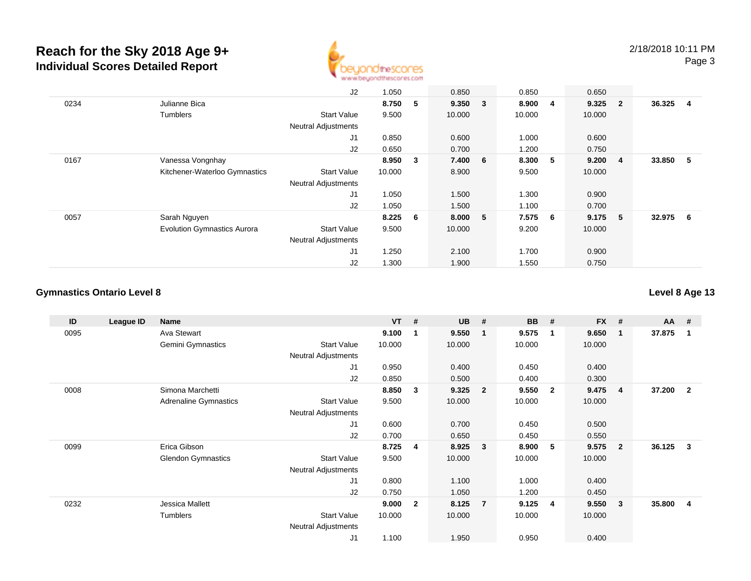# Reach for the Sky 2018 Age 9+

## Individual Scores Detailed Report

| ID | League ID | Name | | VT | # | UB | # | BB | # | FX | # | AA | # |
|---|---|---|---|---|---|---|---|---|---|---|---|---|---|
| | | | J2 | 1.050 | | 0.850 | | 0.850 | | 0.650 | | | |
| 0234 | | Julianne Bica | | **8.750** | **5** | **9.350** | **3** | **8.900** | **4** | **9.325** | **2** | **36.325** | **4** |
| | | Tumblers | Start Value | 9.500 | | 10.000 | | 10.000 | | 10.000 | | | |
| | | | Neutral Adjustments | | | | | | | | | | |
| | | | J1 | 0.850 | | 0.600 | | 1.000 | | 0.600 | | | |
| | | | J2 | 0.650 | | 0.700 | | 1.200 | | 0.750 | | | |
| 0167 | | Vanessa Vongnhay | | **8.950** | **3** | **7.400** | **6** | **8.300** | **5** | **9.200** | **4** | **33.850** | **5** |
| | | Kitchener-Waterloo Gymnastics | Start Value | 10.000 | | 8.900 | | 9.500 | | 10.000 | | | |
| | | | Neutral Adjustments | | | | | | | | | | |
| | | | J1 | 1.050 | | 1.500 | | 1.300 | | 0.900 | | | |
| | | | J2 | 1.050 | | 1.500 | | 1.100 | | 0.700 | | | |
| 0057 | | Sarah Nguyen | | **8.225** | **6** | **8.000** | **5** | **7.575** | **6** | **9.175** | **5** | **32.975** | **6** |
| | | Evolution Gymnastics Aurora | Start Value | 9.500 | | 10.000 | | 9.200 | | 10.000 | | | |
| | | | Neutral Adjustments | | | | | | | | | | |
| | | | J1 | 1.250 | | 2.100 | | 1.700 | | 0.900 | | | |
| | | | J2 | 1.300 | | 1.900 | | 1.550 | | 0.750 | | | |

### Gymnastics Ontario Level 8

**Level 8 Age 13**

| ID | League ID | Name | | VT | # | UB | # | BB | # | FX | # | AA | # |
|---|---|---|---|---|---|---|---|---|---|---|---|---|---|
| 0095 | | Ava Stewart | | **9.100** | **1** | **9.550** | **1** | **9.575** | **1** | **9.650** | **1** | **37.875** | **1** |
| | | Gemini Gymnastics | Start Value | 10.000 | | 10.000 | | 10.000 | | 10.000 | | | |
| | | | Neutral Adjustments | | | | | | | | | | |
| | | | J1 | 0.950 | | 0.400 | | 0.450 | | 0.400 | | | |
| | | | J2 | 0.850 | | 0.500 | | 0.400 | | 0.300 | | | |
| 0008 | | Simona Marchetti | | **8.850** | **3** | **9.325** | **2** | **9.550** | **2** | **9.475** | **4** | **37.200** | **2** |
| | | Adrenaline Gymnastics | Start Value | 9.500 | | 10.000 | | 10.000 | | 10.000 | | | |
| | | | Neutral Adjustments | | | | | | | | | | |
| | | | J1 | 0.600 | | 0.700 | | 0.450 | | 0.500 | | | |
| | | | J2 | 0.700 | | 0.650 | | 0.450 | | 0.550 | | | |
| 0099 | | Erica Gibson | | **8.725** | **4** | **8.925** | **3** | **8.900** | **5** | **9.575** | **2** | **36.125** | **3** |
| | | Glendon Gymnastics | Start Value | 9.500 | | 10.000 | | 10.000 | | 10.000 | | | |
| | | | Neutral Adjustments | | | | | | | | | | |
| | | | J1 | 0.800 | | 1.100 | | 1.000 | | 0.400 | | | |
| | | | J2 | 0.750 | | 1.050 | | 1.200 | | 0.450 | | | |
| 0232 | | Jessica Mallett | | **9.000** | **2** | **8.125** | **7** | **9.125** | **4** | **9.550** | **3** | **35.800** | **4** |
| | | Tumblers | Start Value | 10.000 | | 10.000 | | 10.000 | | 10.000 | | | |
| | | | Neutral Adjustments | | | | | | | | | | |
| | | | J1 | 1.100 | | 1.950 | | 0.950 | | 0.400 | | | |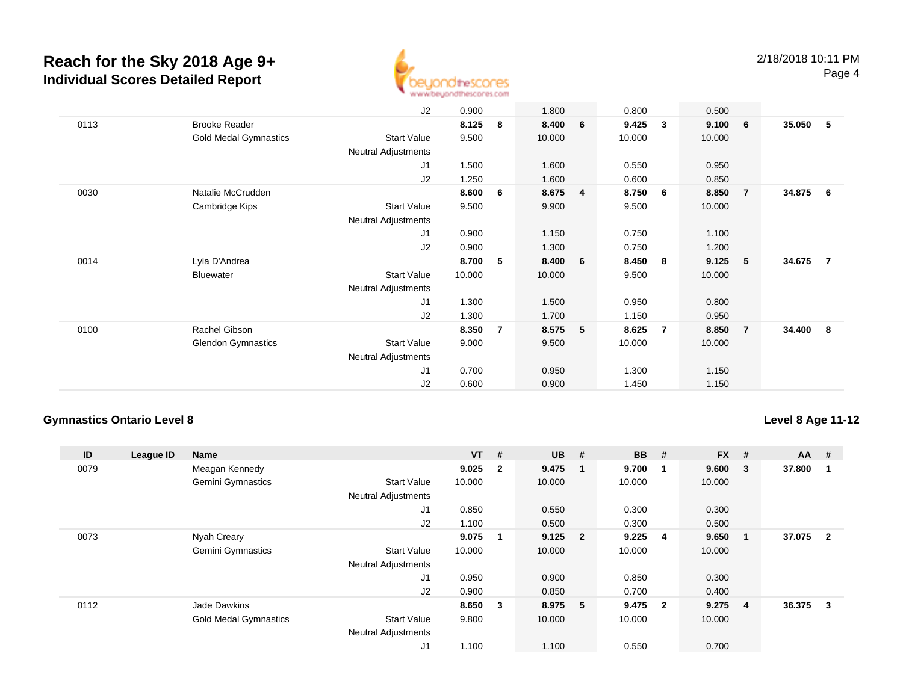| ID | League ID | Name | | VT | # | UB | # | BB | # | FX | # | AA | # |
|---|---|---|---|---|---|---|---|---|---|---|---|---|---|
| | | | J2 | 0.900 | | 1.800 | | 0.800 | | 0.500 | | | |
| 0113 | | Brooke Reader | | **8.125** | **8** | **8.400** | **6** | **9.425** | **3** | **9.100** | **6** | **35.050** | **5** |
| | | Gold Medal Gymnastics | Start Value | 9.500 | | 10.000 | | 10.000 | | 10.000 | | | |
| | | | Neutral Adjustments | | | | | | | | | | |
| | | | J1 | 1.500 | | 1.600 | | 0.550 | | 0.950 | | | |
| | | | J2 | 1.250 | | 1.600 | | 0.600 | | 0.850 | | | |
| 0030 | | Natalie McCrudden | | **8.600** | **6** | **8.675** | **4** | **8.750** | **6** | **8.850** | **7** | **34.875** | **6** |
| | | Cambridge Kips | Start Value | 9.500 | | 9.900 | | 9.500 | | 10.000 | | | |
| | | | Neutral Adjustments | | | | | | | | | | |
| | | | J1 | 0.900 | | 1.150 | | 0.750 | | 1.100 | | | |
| | | | J2 | 0.900 | | 1.300 | | 0.750 | | 1.200 | | | |
| 0014 | | Lyla D'Andrea | | **8.700** | **5** | **8.400** | **6** | **8.450** | **8** | **9.125** | **5** | **34.675** | **7** |
| | | Bluewater | Start Value | 10.000 | | 10.000 | | 9.500 | | 10.000 | | | |
| | | | Neutral Adjustments | | | | | | | | | | |
| | | | J1 | 1.300 | | 1.500 | | 0.950 | | 0.800 | | | |
| | | | J2 | 1.300 | | 1.700 | | 1.150 | | 0.950 | | | |
| 0100 | | Rachel Gibson | | **8.350** | **7** | **8.575** | **5** | **8.625** | **7** | **8.850** | **7** | **34.400** | **8** |
| | | Glendon Gymnastics | Start Value | 9.000 | | 9.500 | | 10.000 | | 10.000 | | | |
| | | | Neutral Adjustments | | | | | | | | | | |
| | | | J1 | 0.700 | | 0.950 | | 1.300 | | 1.150 | | | |
| | | | J2 | 0.600 | | 0.900 | | 1.450 | | 1.150 | | | |

### Gymnastics Ontario Level 8

**Level 8 Age 11-12**

| ID | League ID | Name | | VT | # | UB | # | BB | # | FX | # | AA | # |
|---|---|---|---|---|---|---|---|---|---|---|---|---|---|
| 0079 | | Meagan Kennedy | | **9.025** | **2** | **9.475** | **1** | **9.700** | **1** | **9.600** | **3** | **37.800** | **1** |
| | | Gemini Gymnastics | Start Value | 10.000 | | 10.000 | | 10.000 | | 10.000 | | | |
| | | | Neutral Adjustments | | | | | | | | | | |
| | | | J1 | 0.850 | | 0.550 | | 0.300 | | 0.300 | | | |
| | | | J2 | 1.100 | | 0.500 | | 0.300 | | 0.500 | | | |
| 0073 | | Nyah Creary | | **9.075** | **1** | **9.125** | **2** | **9.225** | **4** | **9.650** | **1** | **37.075** | **2** |
| | | Gemini Gymnastics | Start Value | 10.000 | | 10.000 | | 10.000 | | 10.000 | | | |
| | | | Neutral Adjustments | | | | | | | | | | |
| | | | J1 | 0.950 | | 0.900 | | 0.850 | | 0.300 | | | |
| | | | J2 | 0.900 | | 0.850 | | 0.700 | | 0.400 | | | |
| 0112 | | Jade Dawkins | | **8.650** | **3** | **8.975** | **5** | **9.475** | **2** | **9.275** | **4** | **36.375** | **3** |
| | | Gold Medal Gymnastics | Start Value | 9.800 | | 10.000 | | 10.000 | | 10.000 | | | |
| | | | Neutral Adjustments | | | | | | | | | | |
| | | | J1 | 1.100 | | 1.100 | | 0.550 | | 0.700 | | | |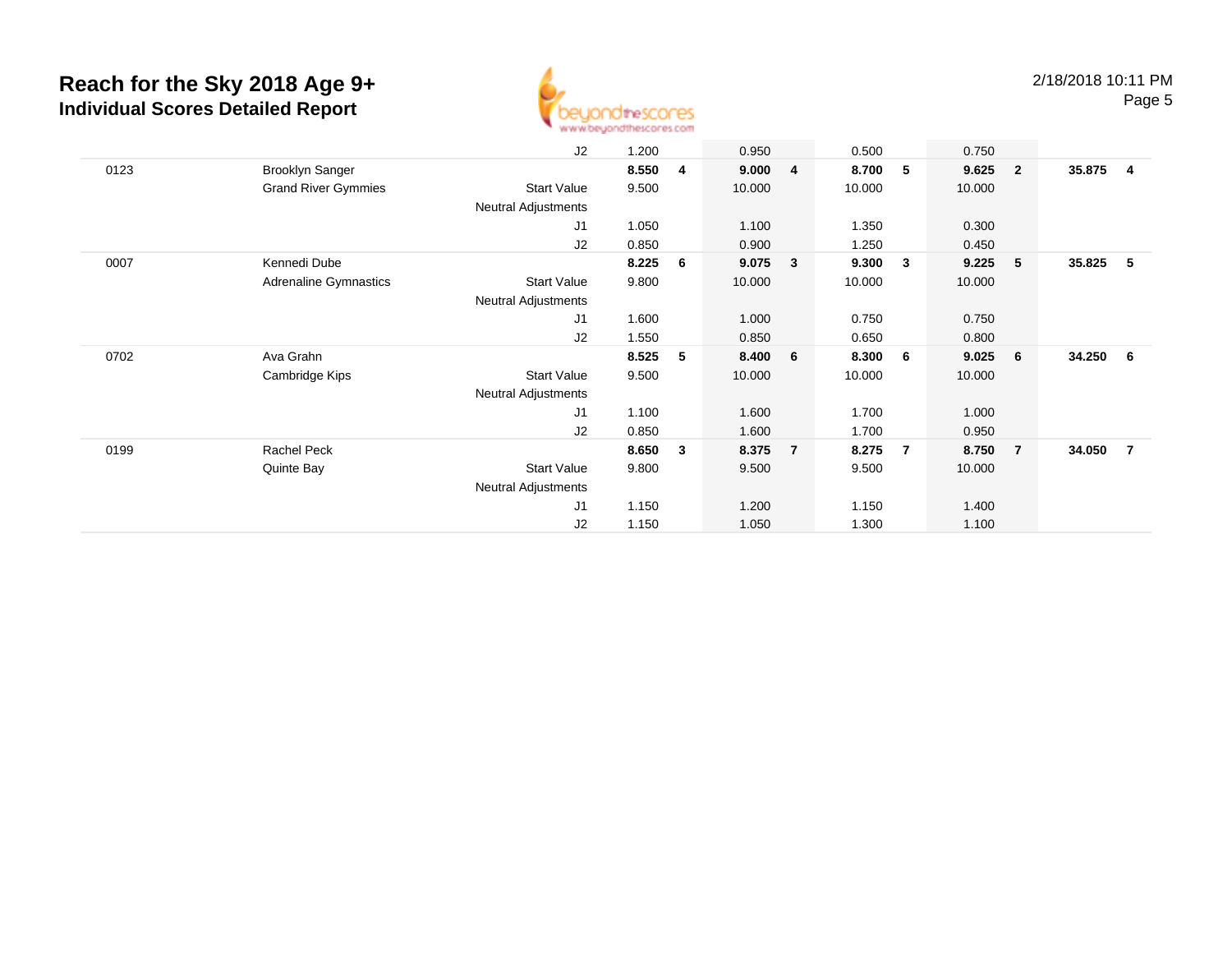# Reach for the Sky 2018 Age 9+
## Individual Scores Detailed Report

2/18/2018 10:11 PM

| | | | | | | | | | | | | |
|---|---|---|---|---|---|---|---|---|---|---|---|---|
| | | J2 | 1.200 | | 0.950 | | 0.500 | | 0.750 | | | |
| 0123 | Brooklyn Sanger | | **8.550** | **4** | **9.000** | **4** | **8.700** | **5** | **9.625** | **2** | **35.875** | **4** |
| | Grand River Gymmies | Start Value | 9.500 | | 10.000 | | 10.000 | | 10.000 | | | |
| | | Neutral Adjustments | | | | | | | | | | |
| | | J1 | 1.050 | | 1.100 | | 1.350 | | 0.300 | | | |
| | | J2 | 0.850 | | 0.900 | | 1.250 | | 0.450 | | | |
| 0007 | Kennedi Dube | | **8.225** | **6** | **9.075** | **3** | **9.300** | **3** | **9.225** | **5** | **35.825** | **5** |
| | Adrenaline Gymnastics | Start Value | 9.800 | | 10.000 | | 10.000 | | 10.000 | | | |
| | | Neutral Adjustments | | | | | | | | | | |
| | | J1 | 1.600 | | 1.000 | | 0.750 | | 0.750 | | | |
| | | J2 | 1.550 | | 0.850 | | 0.650 | | 0.800 | | | |
| 0702 | Ava Grahn | | **8.525** | **5** | **8.400** | **6** | **8.300** | **6** | **9.025** | **6** | **34.250** | **6** |
| | Cambridge Kips | Start Value | 9.500 | | 10.000 | | 10.000 | | 10.000 | | | |
| | | Neutral Adjustments | | | | | | | | | | |
| | | J1 | 1.100 | | 1.600 | | 1.700 | | 1.000 | | | |
| | | J2 | 0.850 | | 1.600 | | 1.700 | | 0.950 | | | |
| 0199 | Rachel Peck | | **8.650** | **3** | **8.375** | **7** | **8.275** | **7** | **8.750** | **7** | **34.050** | **7** |
| | Quinte Bay | Start Value | 9.800 | | 9.500 | | 9.500 | | 10.000 | | | |
| | | Neutral Adjustments | | | | | | | | | | |
| | | J1 | 1.150 | | 1.200 | | 1.150 | | 1.400 | | | |
| | | J2 | 1.150 | | 1.050 | | 1.300 | | 1.100 | | | |